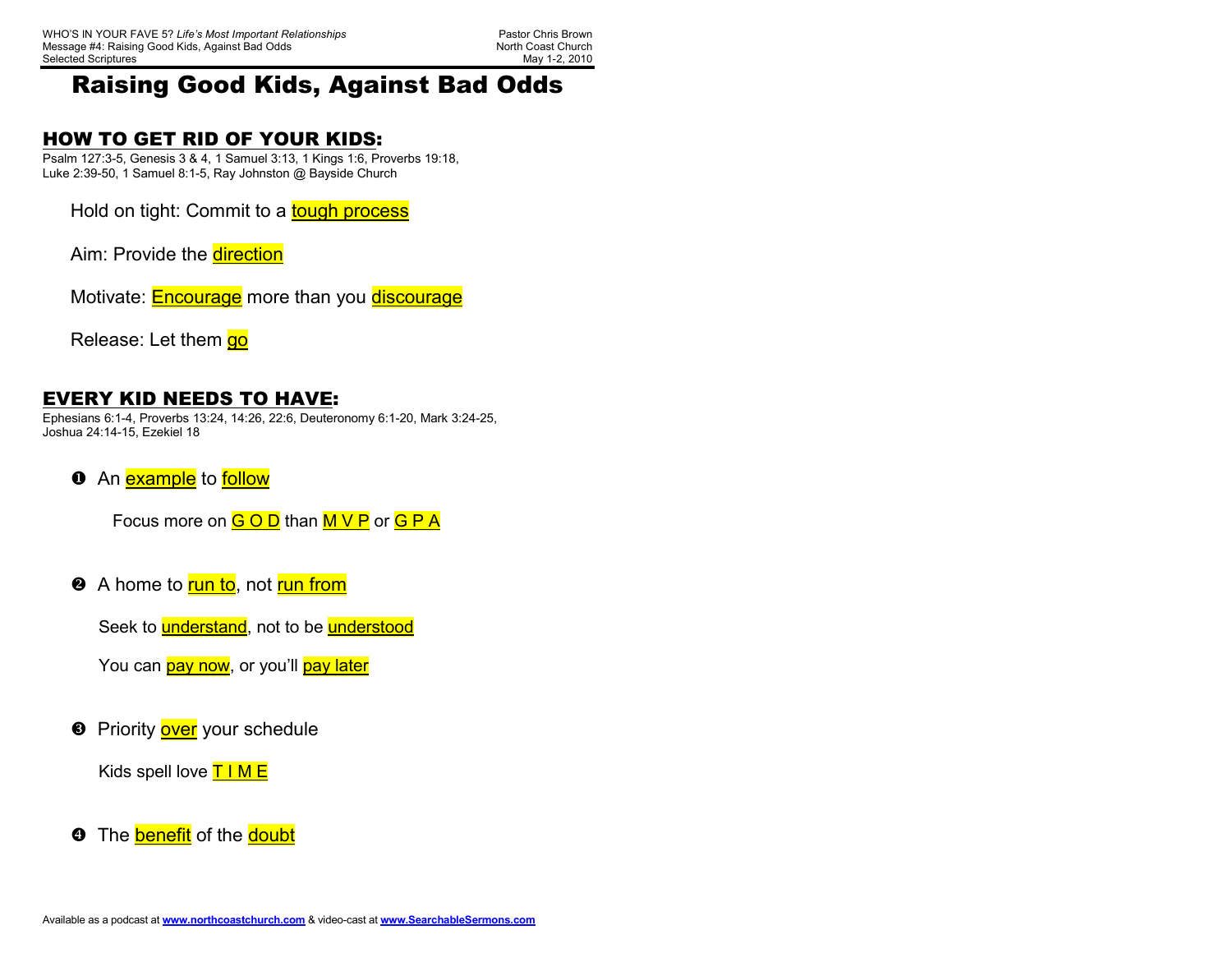WHO'S IN YOUR FAVE 5? *Life's Most Important Relationships*
Message #4: Raising Good Kids, Against Bad Odds
Selected Scriptures

Pastor Chris Brown
North Coast Church
May 1-2, 2010

# Raising Good Kids, Against Bad Odds

## HOW TO GET RID OF YOUR KIDS:

Psalm 127:3-5, Genesis 3 & 4, 1 Samuel 3:13, 1 Kings 1:6, Proverbs 19:18, Luke 2:39-50, 1 Samuel 8:1-5, Ray Johnston @ Bayside Church

Hold on tight: Commit to a tough process

Aim: Provide the direction

Motivate: Encourage more than you discourage

Release: Let them go

## EVERY KID NEEDS TO HAVE:

Ephesians 6:1-4, Proverbs 13:24, 14:26, 22:6, Deuteronomy 6:1-20, Mark 3:24-25, Joshua 24:14-15, Ezekiel 18

❶ An example to follow

Focus more on G O D than M V P or G P A

❷ A home to run to, not run from

Seek to understand, not to be understood

You can pay now, or you'll pay later

❸ Priority over your schedule

Kids spell love T I M E

❹ The benefit of the doubt

Available as a podcast at www.northcoastchurch.com & video-cast at www.SearchableSermons.com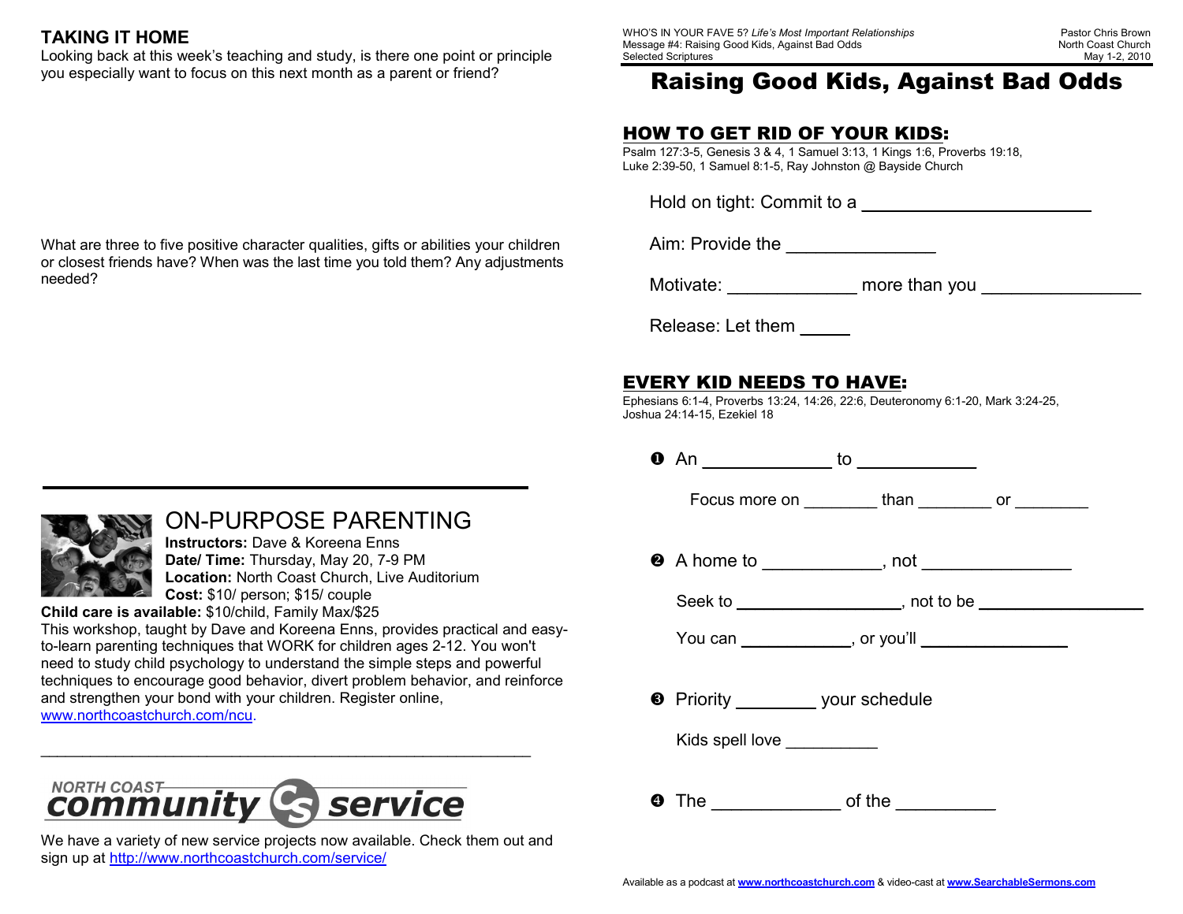## TAKING IT HOME

Looking back at this week's teaching and study, is there one point or principle you especially want to focus on this next month as a parent or friend?

What are three to five positive character qualities, gifts or abilities your children or closest friends have? When was the last time you told them? Any adjustments needed?

---

## ON-PURPOSE PARENTING

**Instructors:** Dave & Koreena Enns
**Date/ Time:** Thursday, May 20, 7-9 PM
**Location:** North Coast Church, Live Auditorium
**Cost:** $10/ person; $15/ couple
**Child care is available:** $10/child, Family Max/$25

This workshop, taught by Dave and Koreena Enns, provides practical and easy-to-learn parenting techniques that WORK for children ages 2-12. You won't need to study child psychology to understand the simple steps and powerful techniques to encourage good behavior, divert problem behavior, and reinforce and strengthen your bond with your children. Register online, www.northcoastchurch.com/ncu.

---

NORTH COAST community service

We have a variety of new service projects now available. Check them out and sign up at http://www.northcoastchurch.com/service/

---

WHO'S IN YOUR FAVE 5? *Life's Most Important Relationships*
Message #4: Raising Good Kids, Against Bad Odds
Selected Scriptures

Pastor Chris Brown
North Coast Church
May 1-2, 2010

# Raising Good Kids, Against Bad Odds

## HOW TO GET RID OF YOUR KIDS:

Psalm 127:3-5, Genesis 3 & 4, 1 Samuel 3:13, 1 Kings 1:6, Proverbs 19:18, Luke 2:39-50, 1 Samuel 8:1-5, Ray Johnston @ Bayside Church

Hold on tight: Commit to a ______________________

Aim: Provide the _______________

Motivate: _____________ more than you ________________

Release: Let them _____

## EVERY KID NEEDS TO HAVE:

Ephesians 6:1-4, Proverbs 13:24, 14:26, 22:6, Deuteronomy 6:1-20, Mark 3:24-25, Joshua 24:14-15, Ezekiel 18

❶ An _____________ to ____________

Focus more on ________ than ________ or ________

❷ A home to ____________, not _______________

Seek to _________________, not to be _________________

You can ____________, or you'll ________________

❸ Priority ________ your schedule

Kids spell love __________

❹ The _____________ of the __________

Available as a podcast at www.northcoastchurch.com & video-cast at www.SearchableSermons.com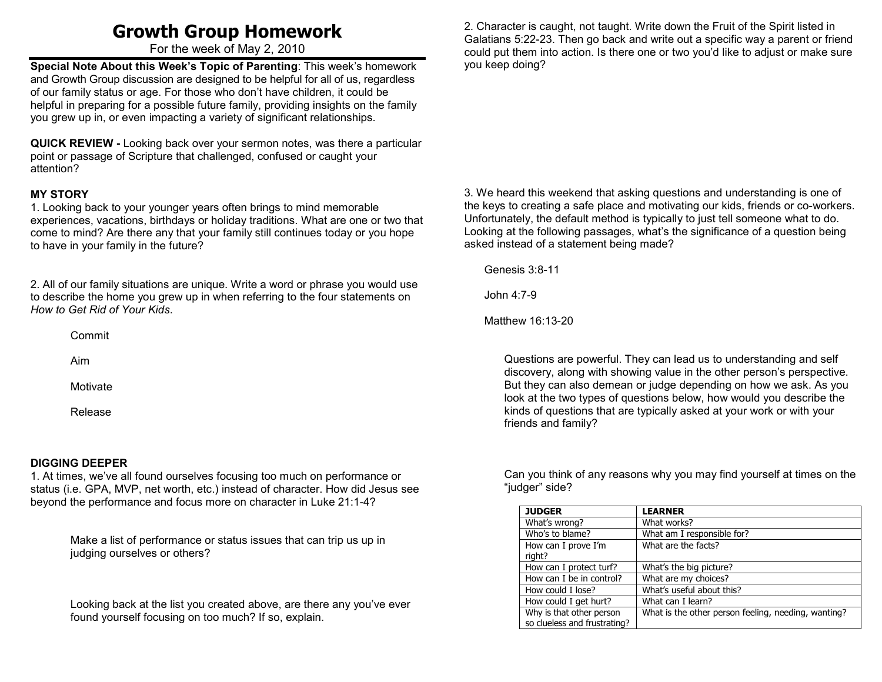# Growth Group Homework

For the week of May 2, 2010

**Special Note About this Week's Topic of Parenting**: This week's homework and Growth Group discussion are designed to be helpful for all of us, regardless of our family status or age. For those who don't have children, it could be helpful in preparing for a possible future family, providing insights on the family you grew up in, or even impacting a variety of significant relationships.

**QUICK REVIEW -** Looking back over your sermon notes, was there a particular point or passage of Scripture that challenged, confused or caught your attention?

**MY STORY**

1. Looking back to your younger years often brings to mind memorable experiences, vacations, birthdays or holiday traditions. What are one or two that come to mind? Are there any that your family still continues today or you hope to have in your family in the future?

2. All of our family situations are unique. Write a word or phrase you would use to describe the home you grew up in when referring to the four statements on *How to Get Rid of Your Kids*.

   Commit

   Aim

   Motivate

   Release

**DIGGING DEEPER**

1. At times, we've all found ourselves focusing too much on performance or status (i.e. GPA, MVP, net worth, etc.) instead of character. How did Jesus see beyond the performance and focus more on character in Luke 21:1-4?

   Make a list of performance or status issues that can trip us up in judging ourselves or others?

   Looking back at the list you created above, are there any you've ever found yourself focusing on too much? If so, explain.

2. Character is caught, not taught. Write down the Fruit of the Spirit listed in Galatians 5:22-23. Then go back and write out a specific way a parent or friend could put them into action. Is there one or two you'd like to adjust or make sure you keep doing?

3. We heard this weekend that asking questions and understanding is one of the keys to creating a safe place and motivating our kids, friends or co-workers. Unfortunately, the default method is typically to just tell someone what to do. Looking at the following passages, what's the significance of a question being asked instead of a statement being made?

   Genesis 3:8-11

   John 4:7-9

   Matthew 16:13-20

   Questions are powerful. They can lead us to understanding and self discovery, along with showing value in the other person's perspective. But they can also demean or judge depending on how we ask. As you look at the two types of questions below, how would you describe the kinds of questions that are typically asked at your work or with your friends and family?

   Can you think of any reasons why you may find yourself at times on the "judger" side?

| JUDGER | LEARNER |
|---|---|
| What's wrong? | What works? |
| Who's to blame? | What am I responsible for? |
| How can I prove I'm right? | What are the facts? |
| How can I protect turf? | What's the big picture? |
| How can I be in control? | What are my choices? |
| How could I lose? | What's useful about this? |
| How could I get hurt? | What can I learn? |
| Why is that other person so clueless and frustrating? | What is the other person feeling, needing, wanting? |